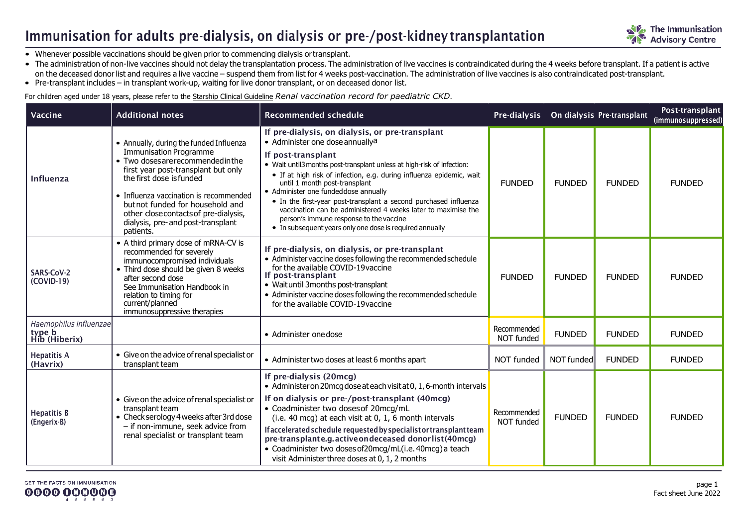# Immunisation for adults pre-dialysis, on dialysis or pre-/post-kidney transplantation

- Whenever possible vaccinations should be given prior to commencing dialysis or transplant.
- The administration of non-live vaccines should not delay the transplantation process. The administration of live vaccines is contraindicated during the 4 weeks before transplant. If a patient is active on the deceased donor list and requires a live vaccine – suspend them from list for 4 weeks post-vaccination. The administration of live vaccines is also contraindicated post-transplant.
- Pre-transplant includes – in transplant work-up, waiting for live donor transplant, or on deceased donor list.

For children aged under 18 years, please refer to the Starship Clinical Guideline *Renal vaccination record for paediatric CKD*.

| Vaccine | Additional notes | Recommended schedule | Pre-dialysis | On dialysis | Pre-transplant | Post-transplant (immunosuppressed) |
|---|---|---|---|---|---|---|
| **Influenza** | • Annually, during the funded Influenza Immunisation Programme<br>• Two doses are recommended in the first year post-transplant but only the first dose is funded<br>• Influenza vaccination is recommended but not funded for household and other close contacts of pre-dialysis, dialysis, pre- and post-transplant patients. | **If pre-dialysis, on dialysis, or pre-transplant**<br>• Administer one dose annually[a]<br>**If post-transplant**<br>• Wait until 3 months post-transplant unless at high-risk of infection:<br>• If at high risk of infection, e.g. during influenza epidemic, wait until 1 month post-transplant<br>• Administer one funded dose annually<br>• In the first-year post-transplant a second purchased influenza vaccination can be administered 4 weeks later to maximise the person's immune response to the vaccine<br>• In subsequent years only one dose is required annually | FUNDED | FUNDED | FUNDED | FUNDED |
| **SARS-CoV-2 (COVID-19)** | • A third primary dose of mRNA-CV is recommended for severely immunocompromised individuals<br>• Third dose should be given 8 weeks after second dose<br>See Immunisation Handbook in relation to timing for current/planned immunosuppressive therapies | **If pre-dialysis, on dialysis, or pre-transplant**<br>• Administer vaccine doses following the recommended schedule for the available COVID-19 vaccine<br>**If post-transplant**<br>• Wait until 3 months post-transplant<br>• Administer vaccine doses following the recommended schedule for the available COVID-19 vaccine | FUNDED | FUNDED | FUNDED | FUNDED |
| *Haemophilus influenzae* **type b Hib (Hiberix)** | | • Administer one dose | Recommended NOT funded | FUNDED | FUNDED | FUNDED |
| **Hepatitis A (Havrix)** | • Give on the advice of renal specialist or transplant team | • Administer two doses at least 6 months apart | NOT funded | NOT funded | FUNDED | FUNDED |
| **Hepatitis B (Engerix-B)** | • Give on the advice of renal specialist or transplant team<br>• Check serology 4 weeks after 3rd dose – if non-immune, seek advice from renal specialist or transplant team | **If pre-dialysis (20mcg)**<br>• Administer on 20mcg dose at each visit at 0, 1, 6-month intervals<br>**If on dialysis or pre-/post-transplant (40mcg)**<br>• Coadminister two doses of 20mcg/mL (i.e. 40 mcg) at each visit at 0, 1, 6 month intervals<br>**If accelerated schedule requested by specialist or transplant team pre-transplant e.g. active on deceased donor list (40mcg)**<br>• Coadminister two doses of 20mcg/mL (i.e. 40mcg) at each visit Administer three doses at 0, 1, 2 months | Recommended NOT funded | FUNDED | FUNDED | FUNDED |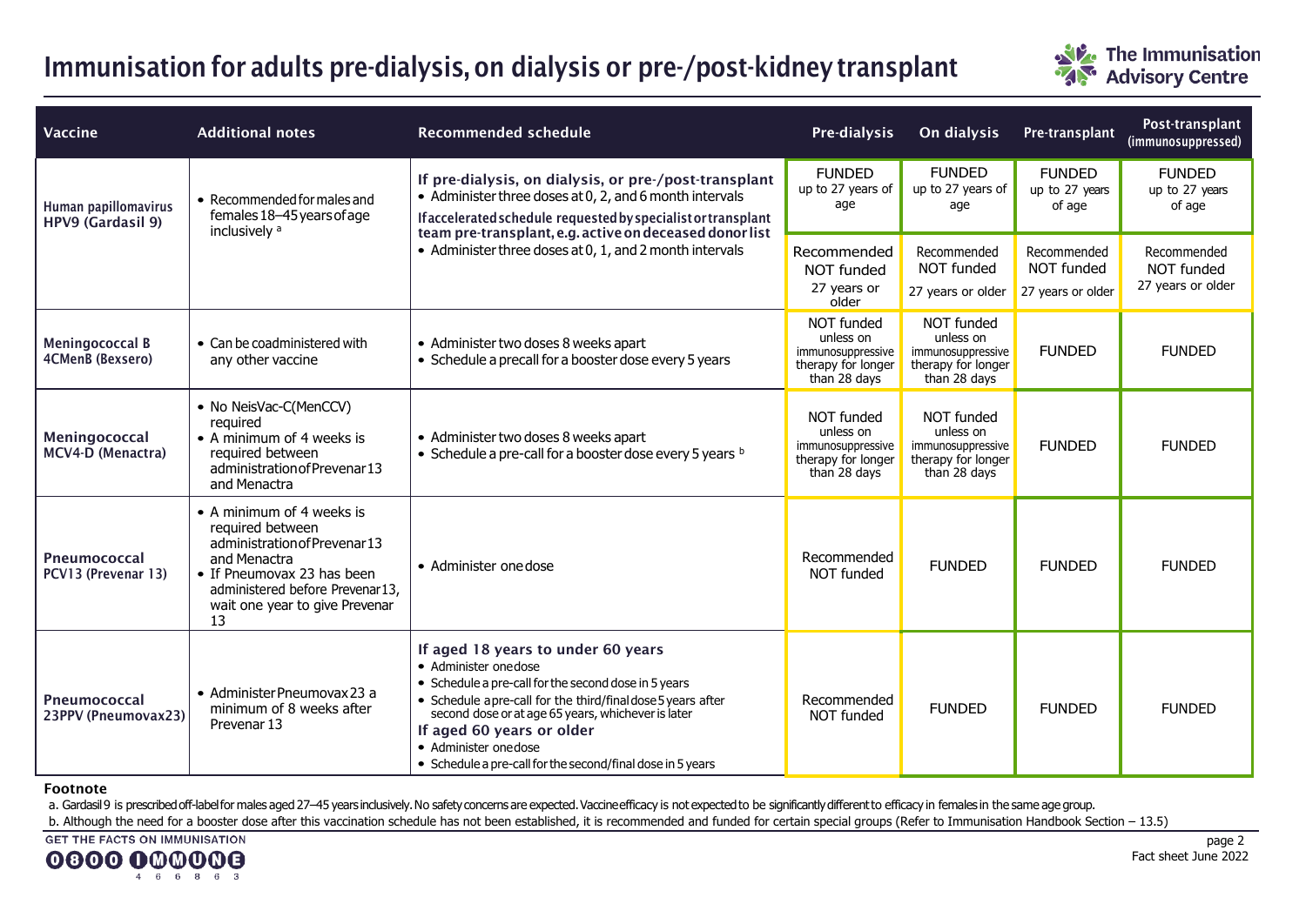# Immunisation for adults pre-dialysis, on dialysis or pre-/post-kidney transplant

| Vaccine | Additional notes | Recommended schedule | Pre-dialysis | On dialysis | Pre-transplant | Post-transplant (immunosuppressed) |
|---|---|---|---|---|---|---|
| **Human papillomavirus HPV9 (Gardasil 9)** | • Recommended for males and females 18–45 years of age inclusively [a] | **If pre-dialysis, on dialysis, or pre-/post-transplant**<br>• Administer three doses at 0, 2, and 6 month intervals<br>**If accelerated schedule requested by specialist or transplant team pre-transplant, e.g. active on deceased donor list**<br>• Administer three doses at 0, 1, and 2 month intervals | FUNDED up to 27 years of age<br><br>Recommended NOT funded 27 years or older | FUNDED up to 27 years of age<br><br>Recommended NOT funded 27 years or older | FUNDED up to 27 years of age<br><br>Recommended NOT funded 27 years or older | FUNDED up to 27 years of age<br><br>Recommended NOT funded 27 years or older |
| **Meningococcal B 4CMenB (Bexsero)** | • Can be coadministered with any other vaccine | • Administer two doses 8 weeks apart<br>• Schedule a precall for a booster dose every 5 years | NOT funded unless on immunosuppressive therapy for longer than 28 days | NOT funded unless on immunosuppressive therapy for longer than 28 days | FUNDED | FUNDED |
| **Meningococcal MCV4-D (Menactra)** | • No NeisVac-C(MenCCV) required<br>• A minimum of 4 weeks is required between administration of Prevenar 13 and Menactra | • Administer two doses 8 weeks apart<br>• Schedule a pre-call for a booster dose every 5 years [b] | NOT funded unless on immunosuppressive therapy for longer than 28 days | NOT funded unless on immunosuppressive therapy for longer than 28 days | FUNDED | FUNDED |
| **Pneumococcal PCV13 (Prevenar 13)** | • A minimum of 4 weeks is required between administration of Prevenar 13 and Menactra<br>• If Pneumovax 23 has been administered before Prevenar 13, wait one year to give Prevenar 13 | • Administer one dose | Recommended NOT funded | FUNDED | FUNDED | FUNDED |
| **Pneumococcal 23PPV (Pneumovax23)** | • Administer Pneumovax 23 a minimum of 8 weeks after Prevenar 13 | **If aged 18 years to under 60 years**<br>• Administer one dose<br>• Schedule a pre-call for the second dose in 5 years<br>• Schedule a pre-call for the third/final dose 5 years after second dose or at age 65 years, whichever is later<br>**If aged 60 years or older**<br>• Administer one dose<br>• Schedule a pre-call for the second/final dose in 5 years | Recommended NOT funded | FUNDED | FUNDED | FUNDED |

**Footnote**

a. Gardasil 9 is prescribed off-label for males aged 27–45 years inclusively. No safety concerns are expected. Vaccine efficacy is not expected to be significantly different to efficacy in females in the same age group.

b. Although the need for a booster dose after this vaccination schedule has not been established, it is recommended and funded for certain special groups (Refer to Immunisation Handbook Section – 13.5)

GET THE FACTS ON IMMUNISATION 0800 IMMUNE 466863

Fact sheet June 2022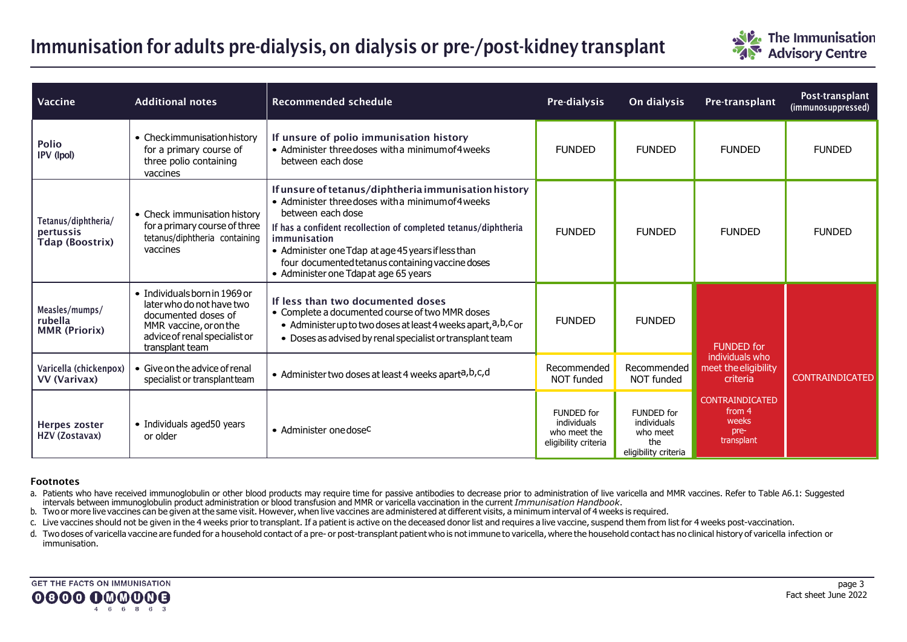# Immunisation for adults pre-dialysis, on dialysis or pre-/post-kidney transplant

| Vaccine | Additional notes | Recommended schedule | Pre-dialysis | On dialysis | Pre-transplant | Post-transplant (immunosuppressed) |
|---|---|---|---|---|---|---|
| **Polio** IPV (Ipol) | • Check immunisation history for a primary course of three polio containing vaccines | **If unsure of polio immunisation history** • Administer three doses with a minimum of 4 weeks between each dose | FUNDED | FUNDED | FUNDED | FUNDED |
| **Tetanus/diphtheria/ pertussis** Tdap (Boostrix) | • Check immunisation history for a primary course of three tetanus/diphtheria containing vaccines | **If unsure of tetanus/diphtheria immunisation history** • Administer three doses with a minimum of 4 weeks between each dose **If has a confident recollection of completed tetanus/diphtheria immunisation** • Administer one Tdap at age 45 years if less than four documented tetanus containing vaccine doses • Administer one Tdap at age 65 years | FUNDED | FUNDED | FUNDED | FUNDED |
| **Measles/mumps/ rubella** MMR (Priorix) | • Individuals born in 1969 or later who do not have two documented doses of MMR vaccine, or on the advice of renal specialist or transplant team | **If less than two documented doses** • Complete a documented course of two MMR doses • Administer up to two doses at least 4 weeks apart,[a,b,c] or • Doses as advised by renal specialist or transplant team | FUNDED | FUNDED | FUNDED for individuals who meet the eligibility criteria CONTRAINDICATED from 4 weeks pre-transplant | CONTRAINDICATED |
| **Varicella (chickenpox)** VV (Varivax) | • Give on the advice of renal specialist or transplant team | • Administer two doses at least 4 weeks apart[a,b,c,d] | Recommended NOT funded | Recommended NOT funded | | |
| **Herpes zoster** HZV (Zostavax) | • Individuals aged 50 years or older | • Administer one dose[c] | FUNDED for individuals who meet the eligibility criteria | FUNDED for individuals who meet the eligibility criteria | | |

**Footnotes**

a. Patients who have received immunoglobulin or other blood products may require time for passive antibodies to decrease prior to administration of live varicella and MMR vaccines. Refer to Table A6.1: Suggested intervals between immunoglobulin product administration or blood transfusion and MMR or varicella vaccination in the current *Immunisation Handbook*.

b. Two or more live vaccines can be given at the same visit. However, when live vaccines are administered at different visits, a minimum interval of 4 weeks is required.

c. Live vaccines should not be given in the 4 weeks prior to transplant. If a patient is active on the deceased donor list and requires a live vaccine, suspend them from list for 4 weeks post-vaccination.

d. Two doses of varicella vaccine are funded for a household contact of a pre- or post-transplant patient who is not immune to varicella, where the household contact has no clinical history of varicella infection or immunisation.

GET THE FACTS ON IMMUNISATION 0800 IMMUNE 466863

Fact sheet June 2022